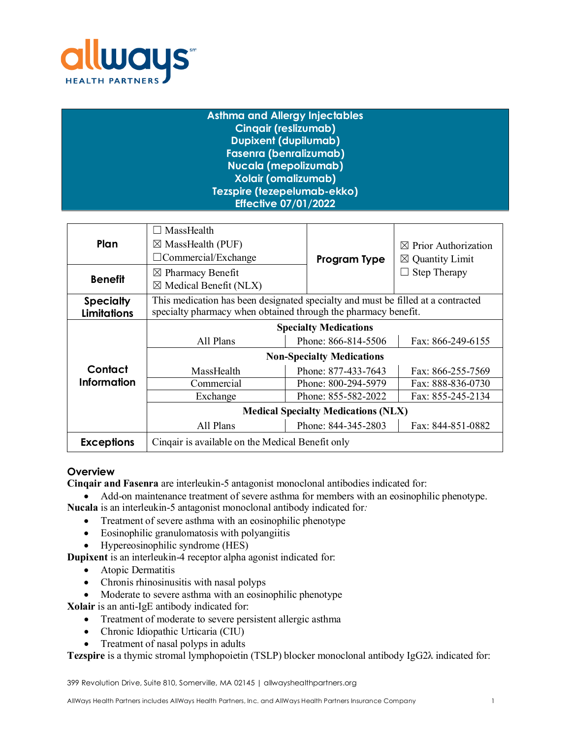# Asthma and Allergy Injectables
## Cinqair (reslizumab)
## Dupixent (dupilumab)
## Fasenra (benralizumab)
## Nucala (mepolizumab)
## Xolair (omalizumab)
## Tezspire (tezepelumab-ekko)
## Effective 07/01/2022

| | | | | |
|---|---|---|---|---|
| **Plan** | ☐ MassHealth<br>☒ MassHealth (PUF)<br>☐Commercial/Exchange | | **Program Type** | ☒ Prior Authorization<br>☒ Quantity Limit<br>☐ Step Therapy |
| **Benefit** | ☒ Pharmacy Benefit<br>☒ Medical Benefit (NLX) | | | |
| **Specialty Limitations** | This medication has been designated specialty and must be filled at a contracted specialty pharmacy when obtained through the pharmacy benefit. | | | |
| **Contact Information** | **Specialty Medications** | | | |
| | All Plans | Phone: 866-814-5506 | Fax: 866-249-6155 | |
| | **Non-Specialty Medications** | | | |
| | MassHealth | Phone: 877-433-7643 | Fax: 866-255-7569 | |
| | Commercial | Phone: 800-294-5979 | Fax: 888-836-0730 | |
| | Exchange | Phone: 855-582-2022 | Fax: 855-245-2134 | |
| | **Medical Specialty Medications (NLX)** | | | |
| | All Plans | Phone: 844-345-2803 | Fax: 844-851-0882 | |
| **Exceptions** | Cinqair is available on the Medical Benefit only | | | |

## Overview

**Cinqair and Fasenra** are interleukin-5 antagonist monoclonal antibodies indicated for:

- Add-on maintenance treatment of severe asthma for members with an eosinophilic phenotype.

**Nucala** is an interleukin-5 antagonist monoclonal antibody indicated for:

- Treatment of severe asthma with an eosinophilic phenotype
- Eosinophilic granulomatosis with polyangiitis
- Hypereosinophilic syndrome (HES)

**Dupixent** is an interleukin-4 receptor alpha agonist indicated for:

- Atopic Dermatitis
- Chronis rhinosinusitis with nasal polyps
- Moderate to severe asthma with an eosinophilic phenotype

**Xolair** is an anti-IgE antibody indicated for:

- Treatment of moderate to severe persistent allergic asthma
- Chronic Idiopathic Urticaria (CIU)
- Treatment of nasal polyps in adults

**Tezspire** is a thymic stromal lymphopoietin (TSLP) blocker monoclonal antibody IgG2λ indicated for: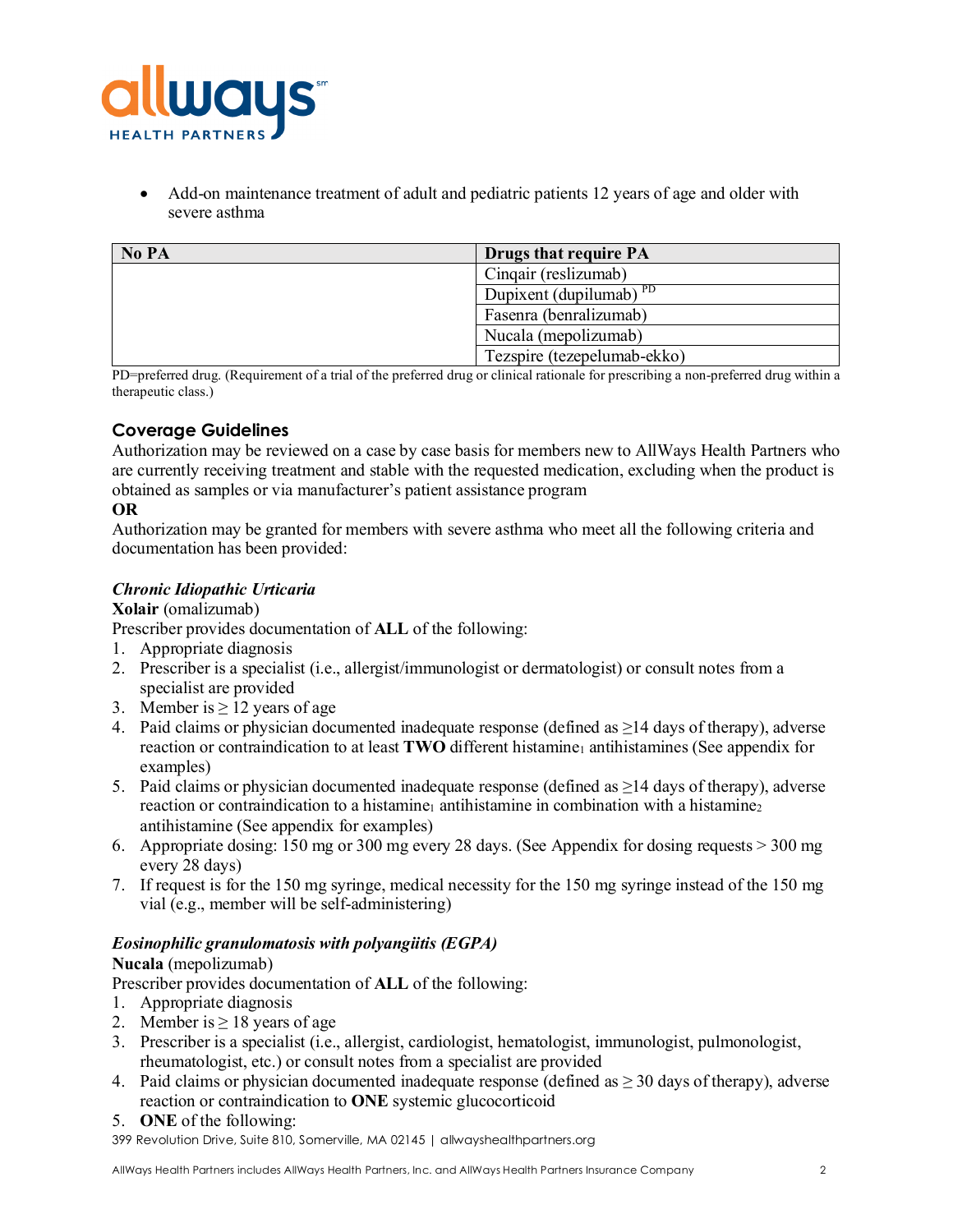- Add-on maintenance treatment of adult and pediatric patients 12 years of age and older with severe asthma

| No PA | Drugs that require PA |
|---|---|
| | Cinqair (reslizumab) |
| | Dupixent (dupilumab) [PD] |
| | Fasenra (benralizumab) |
| | Nucala (mepolizumab) |
| | Tezspire (tezepelumab-ekko) |

PD=preferred drug. (Requirement of a trial of the preferred drug or clinical rationale for prescribing a non-preferred drug within a therapeutic class.)

## Coverage Guidelines

Authorization may be reviewed on a case by case basis for members new to AllWays Health Partners who are currently receiving treatment and stable with the requested medication, excluding when the product is obtained as samples or via manufacturer's patient assistance program

**OR**

Authorization may be granted for members with severe asthma who meet all the following criteria and documentation has been provided:

### *Chronic Idiopathic Urticaria*

**Xolair** (omalizumab)

Prescriber provides documentation of **ALL** of the following:

1. Appropriate diagnosis
2. Prescriber is a specialist (i.e., allergist/immunologist or dermatologist) or consult notes from a specialist are provided
3. Member is ≥ 12 years of age
4. Paid claims or physician documented inadequate response (defined as ≥14 days of therapy), adverse reaction or contraindication to at least **TWO** different histamine$_1$ antihistamines (See appendix for examples)
5. Paid claims or physician documented inadequate response (defined as ≥14 days of therapy), adverse reaction or contraindication to a histamine$_1$ antihistamine in combination with a histamine$_2$ antihistamine (See appendix for examples)
6. Appropriate dosing: 150 mg or 300 mg every 28 days. (See Appendix for dosing requests > 300 mg every 28 days)
7. If request is for the 150 mg syringe, medical necessity for the 150 mg syringe instead of the 150 mg vial (e.g., member will be self-administering)

### *Eosinophilic granulomatosis with polyangiitis (EGPA)*

**Nucala** (mepolizumab)

Prescriber provides documentation of **ALL** of the following:

1. Appropriate diagnosis
2. Member is ≥ 18 years of age
3. Prescriber is a specialist (i.e., allergist, cardiologist, hematologist, immunologist, pulmonologist, rheumatologist, etc.) or consult notes from a specialist are provided
4. Paid claims or physician documented inadequate response (defined as ≥ 30 days of therapy), adverse reaction or contraindication to **ONE** systemic glucocorticoid
5. **ONE** of the following: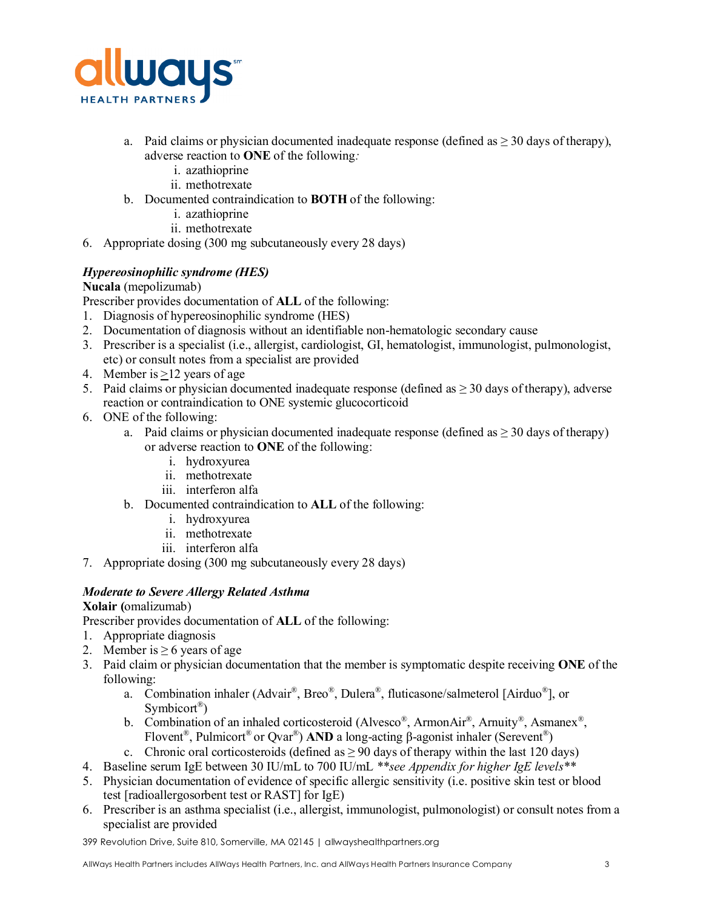a. Paid claims or physician documented inadequate response (defined as ≥ 30 days of therapy), adverse reaction to **ONE** of the following*:*
      i. azathioprine
      ii. methotrexate
   b. Documented contraindication to **BOTH** of the following:
      i. azathioprine
      ii. methotrexate
6. Appropriate dosing (300 mg subcutaneously every 28 days)

***Hypereosinophilic syndrome (HES)***

**Nucala** (mepolizumab)

Prescriber provides documentation of **ALL** of the following:

1. Diagnosis of hypereosinophilic syndrome (HES)
2. Documentation of diagnosis without an identifiable non-hematologic secondary cause
3. Prescriber is a specialist (i.e., allergist, cardiologist, GI, hematologist, immunologist, pulmonologist, etc) or consult notes from a specialist are provided
4. Member is ≥12 years of age
5. Paid claims or physician documented inadequate response (defined as ≥ 30 days of therapy), adverse reaction or contraindication to ONE systemic glucocorticoid
6. ONE of the following:
   a. Paid claims or physician documented inadequate response (defined as ≥ 30 days of therapy) or adverse reaction to **ONE** of the following:
      i. hydroxyurea
      ii. methotrexate
      iii. interferon alfa
   b. Documented contraindication to **ALL** of the following:
      i. hydroxyurea
      ii. methotrexate
      iii. interferon alfa
7. Appropriate dosing (300 mg subcutaneously every 28 days)

***Moderate to Severe Allergy Related Asthma***

**Xolair (**omalizumab)

Prescriber provides documentation of **ALL** of the following:

1. Appropriate diagnosis
2. Member is ≥ 6 years of age
3. Paid claim or physician documentation that the member is symptomatic despite receiving **ONE** of the following:
   a. Combination inhaler (Advair®, Breo®, Dulera®, fluticasone/salmeterol [Airduo®], or Symbicort®)
   b. Combination of an inhaled corticosteroid (Alvesco®, ArmonAir®, Arnuity®, Asmanex®, Flovent®, Pulmicort® or Qvar®) **AND** a long-acting β-agonist inhaler (Serevent®)
   c. Chronic oral corticosteroids (defined as ≥ 90 days of therapy within the last 120 days)
4. Baseline serum IgE between 30 IU/mL to 700 IU/mL ***\*see Appendix for higher IgE levels\*\***
5. Physician documentation of evidence of specific allergic sensitivity (i.e. positive skin test or blood test [radioallergosorbent test or RAST] for IgE)
6. Prescriber is an asthma specialist (i.e., allergist, immunologist, pulmonologist) or consult notes from a specialist are provided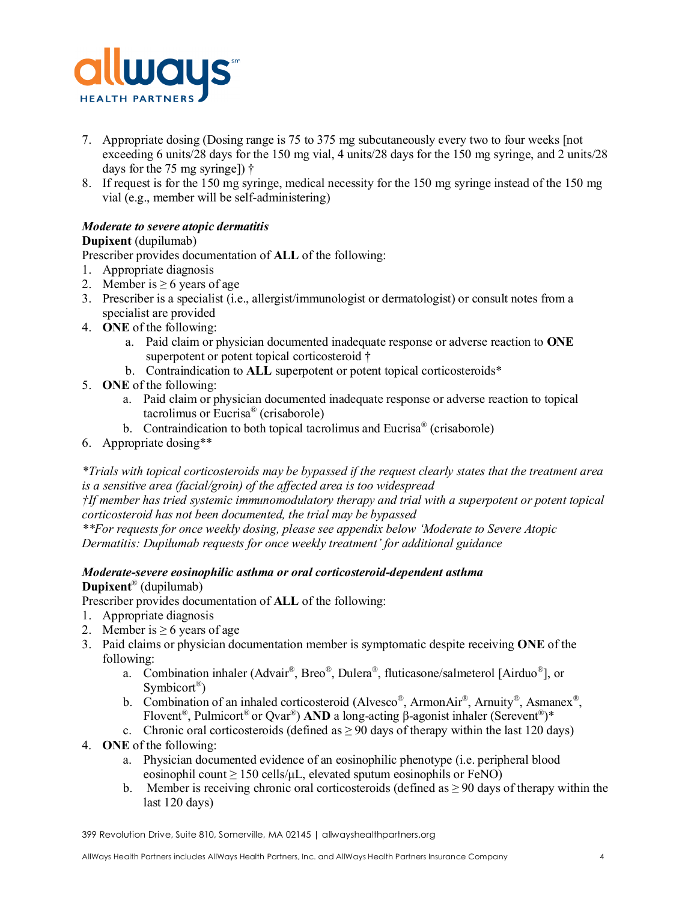7. Appropriate dosing (Dosing range is 75 to 375 mg subcutaneously every two to four weeks [not exceeding 6 units/28 days for the 150 mg vial, 4 units/28 days for the 150 mg syringe, and 2 units/28 days for the 75 mg syringe]) †
8. If request is for the 150 mg syringe, medical necessity for the 150 mg syringe instead of the 150 mg vial (e.g., member will be self-administering)

***Moderate to severe atopic dermatitis***

**Dupixent** (dupilumab)

Prescriber provides documentation of **ALL** of the following:

1. Appropriate diagnosis
2. Member is ≥ 6 years of age
3. Prescriber is a specialist (i.e., allergist/immunologist or dermatologist) or consult notes from a specialist are provided
4. **ONE** of the following:
    a. Paid claim or physician documented inadequate response or adverse reaction to **ONE** superpotent or potent topical corticosteroid †
    b. Contraindication to **ALL** superpotent or potent topical corticosteroids*
5. **ONE** of the following:
    a. Paid claim or physician documented inadequate response or adverse reaction to topical tacrolimus or Eucrisa® (crisaborole)
    b. Contraindication to both topical tacrolimus and Eucrisa® (crisaborole)
6. Appropriate dosing**

*\*Trials with topical corticosteroids may be bypassed if the request clearly states that the treatment area is a sensitive area (facial/groin) of the affected area is too widespread*
*†If member has tried systemic immunomodulatory therapy and trial with a superpotent or potent topical corticosteroid has not been documented, the trial may be bypassed*
*\*\*For requests for once weekly dosing, please see appendix below 'Moderate to Severe Atopic Dermatitis: Dupilumab requests for once weekly treatment' for additional guidance*

***Moderate-severe eosinophilic asthma or oral corticosteroid-dependent asthma***

**Dupixent**® (dupilumab)

Prescriber provides documentation of **ALL** of the following:

1. Appropriate diagnosis
2. Member is ≥ 6 years of age
3. Paid claims or physician documentation member is symptomatic despite receiving **ONE** of the following:
    a. Combination inhaler (Advair®, Breo®, Dulera®, fluticasone/salmeterol [Airduo®], or Symbicort®)
    b. Combination of an inhaled corticosteroid (Alvesco®, ArmonAir®, Arnuity®, Asmanex®, Flovent®, Pulmicort® or Qvar®) **AND** a long-acting β-agonist inhaler (Serevent®)*
    c. Chronic oral corticosteroids (defined as ≥ 90 days of therapy within the last 120 days)
4. **ONE** of the following:
    a. Physician documented evidence of an eosinophilic phenotype (i.e. peripheral blood eosinophil count ≥ 150 cells/μL, elevated sputum eosinophils or FeNO)
    b. Member is receiving chronic oral corticosteroids (defined as ≥ 90 days of therapy within the last 120 days)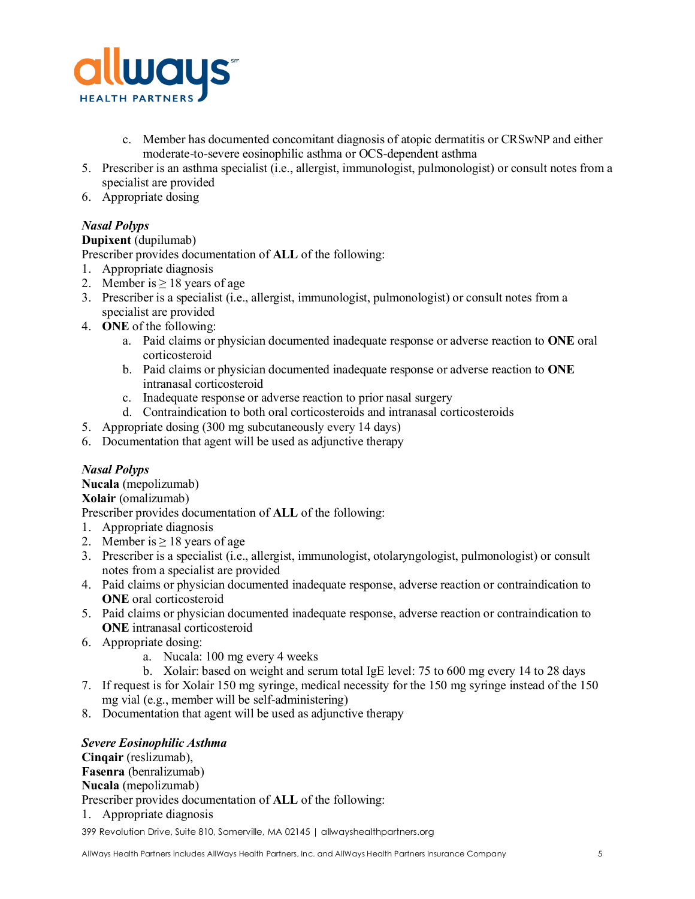c. Member has documented concomitant diagnosis of atopic dermatitis or CRSwNP and either moderate-to-severe eosinophilic asthma or OCS-dependent asthma
5. Prescriber is an asthma specialist (i.e., allergist, immunologist, pulmonologist) or consult notes from a specialist are provided
6. Appropriate dosing

***Nasal Polyps***

**Dupixent** (dupilumab)

Prescriber provides documentation of **ALL** of the following:

1. Appropriate diagnosis
2. Member is ≥ 18 years of age
3. Prescriber is a specialist (i.e., allergist, immunologist, pulmonologist) or consult notes from a specialist are provided
4. **ONE** of the following:
    a. Paid claims or physician documented inadequate response or adverse reaction to **ONE** oral corticosteroid
    b. Paid claims or physician documented inadequate response or adverse reaction to **ONE** intranasal corticosteroid
    c. Inadequate response or adverse reaction to prior nasal surgery
    d. Contraindication to both oral corticosteroids and intranasal corticosteroids
5. Appropriate dosing (300 mg subcutaneously every 14 days)
6. Documentation that agent will be used as adjunctive therapy

***Nasal Polyps***

**Nucala** (mepolizumab)

**Xolair** (omalizumab)

Prescriber provides documentation of **ALL** of the following:

1. Appropriate diagnosis
2. Member is ≥ 18 years of age
3. Prescriber is a specialist (i.e., allergist, immunologist, otolaryngologist, pulmonologist) or consult notes from a specialist are provided
4. Paid claims or physician documented inadequate response, adverse reaction or contraindication to **ONE** oral corticosteroid
5. Paid claims or physician documented inadequate response, adverse reaction or contraindication to **ONE** intranasal corticosteroid
6. Appropriate dosing:
    a. Nucala: 100 mg every 4 weeks
    b. Xolair: based on weight and serum total IgE level: 75 to 600 mg every 14 to 28 days
7. If request is for Xolair 150 mg syringe, medical necessity for the 150 mg syringe instead of the 150 mg vial (e.g., member will be self-administering)
8. Documentation that agent will be used as adjunctive therapy

***Severe Eosinophilic Asthma***

**Cinqair** (reslizumab),

**Fasenra** (benralizumab)

**Nucala** (mepolizumab)

Prescriber provides documentation of **ALL** of the following:

1. Appropriate diagnosis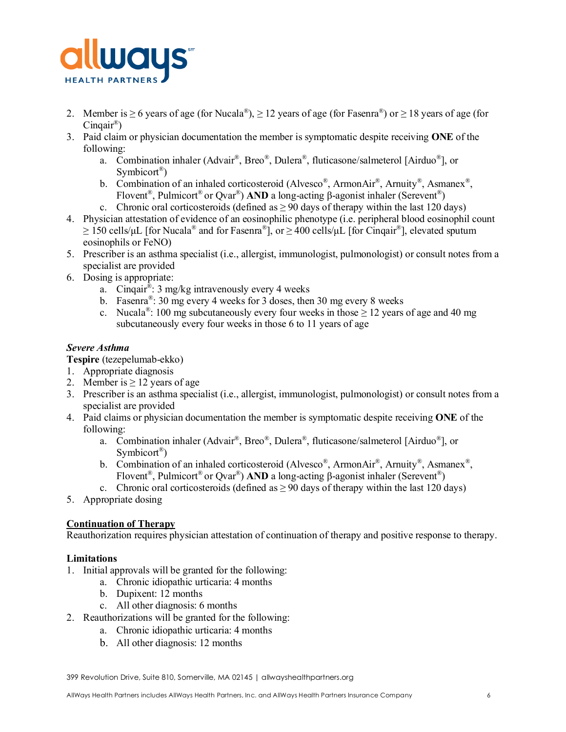2. Member is ≥ 6 years of age (for Nucala®), ≥ 12 years of age (for Fasenra®) or ≥ 18 years of age (for Cinqair®)
3. Paid claim or physician documentation the member is symptomatic despite receiving **ONE** of the following:
    a. Combination inhaler (Advair®, Breo®, Dulera®, fluticasone/salmeterol [Airduo®], or Symbicort®)
    b. Combination of an inhaled corticosteroid (Alvesco®, ArmonAir®, Arnuity®, Asmanex®, Flovent®, Pulmicort® or Qvar®) **AND** a long-acting β-agonist inhaler (Serevent®)
    c. Chronic oral corticosteroids (defined as ≥ 90 days of therapy within the last 120 days)
4. Physician attestation of evidence of an eosinophilic phenotype (i.e. peripheral blood eosinophil count ≥ 150 cells/μL [for Nucala® and for Fasenra®], or ≥ 400 cells/μL [for Cinqair®], elevated sputum eosinophils or FeNO)
5. Prescriber is an asthma specialist (i.e., allergist, immunologist, pulmonologist) or consult notes from a specialist are provided
6. Dosing is appropriate:
    a. Cinqair®: 3 mg/kg intravenously every 4 weeks
    b. Fasenra®: 30 mg every 4 weeks for 3 doses, then 30 mg every 8 weeks
    c. Nucala®: 100 mg subcutaneously every four weeks in those ≥ 12 years of age and 40 mg subcutaneously every four weeks in those 6 to 11 years of age

***Severe Asthma***

**Tespire** (tezepelumab-ekko)

1. Appropriate diagnosis
2. Member is ≥ 12 years of age
3. Prescriber is an asthma specialist (i.e., allergist, immunologist, pulmonologist) or consult notes from a specialist are provided
4. Paid claims or physician documentation the member is symptomatic despite receiving **ONE** of the following:
    a. Combination inhaler (Advair®, Breo®, Dulera®, fluticasone/salmeterol [Airduo®], or Symbicort®)
    b. Combination of an inhaled corticosteroid (Alvesco®, ArmonAir®, Arnuity®, Asmanex®, Flovent®, Pulmicort® or Qvar®) **AND** a long-acting β-agonist inhaler (Serevent®)
    c. Chronic oral corticosteroids (defined as ≥ 90 days of therapy within the last 120 days)
5. Appropriate dosing

**<u>Continuation of Therapy</u>**

Reauthorization requires physician attestation of continuation of therapy and positive response to therapy.

**Limitations**

1. Initial approvals will be granted for the following:
    a. Chronic idiopathic urticaria: 4 months
    b. Dupixent: 12 months
    c. All other diagnosis: 6 months
2. Reauthorizations will be granted for the following:
    a. Chronic idiopathic urticaria: 4 months
    b. All other diagnosis: 12 months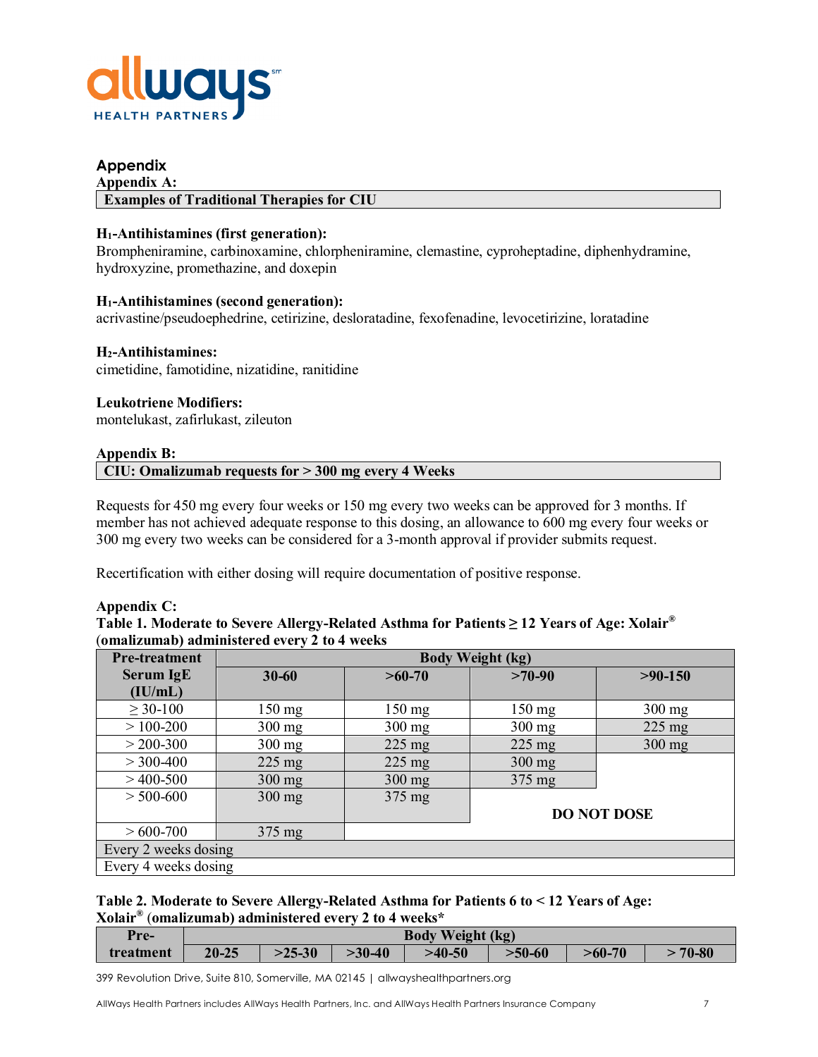## Appendix

**Appendix A:**

**Examples of Traditional Therapies for CIU**

**$H_1$-Antihistamines (first generation):**
Brompheniramine, carbinoxamine, chlorpheniramine, clemastine, cyproheptadine, diphenhydramine, hydroxyzine, promethazine, and doxepin

**$H_1$-Antihistamines (second generation):**
acrivastine/pseudoephedrine, cetirizine, desloratadine, fexofenadine, levocetirizine, loratadine

**$H_2$-Antihistamines:**
cimetidine, famotidine, nizatidine, ranitidine

**Leukotriene Modifiers:**
montelukast, zafirlukast, zileuton

**Appendix B:**

**CIU: Omalizumab requests for > 300 mg every 4 Weeks**

Requests for 450 mg every four weeks or 150 mg every two weeks can be approved for 3 months. If member has not achieved adequate response to this dosing, an allowance to 600 mg every four weeks or 300 mg every two weeks can be considered for a 3-month approval if provider submits request.

Recertification with either dosing will require documentation of positive response.

**Appendix C:**

**Table 1. Moderate to Severe Allergy-Related Asthma for Patients ≥ 12 Years of Age: Xolair® (omalizumab) administered every 2 to 4 weeks**

| Pre-treatment Serum IgE (IU/mL) | Body Weight (kg) | | | |
|---|---|---|---|---|
| | 30-60 | >60-70 | >70-90 | >90-150 |
| ≥ 30-100 | 150 mg | 150 mg | 150 mg | 300 mg |
| > 100-200 | 300 mg | 300 mg | 300 mg | 225 mg |
| > 200-300 | 300 mg | 225 mg | 225 mg | 300 mg |
| > 300-400 | 225 mg | 225 mg | 300 mg | DO NOT DOSE |
| > 400-500 | 300 mg | 300 mg | 375 mg | DO NOT DOSE |
| > 500-600 | 300 mg | 375 mg | DO NOT DOSE | DO NOT DOSE |
| > 600-700 | 375 mg | DO NOT DOSE | DO NOT DOSE | DO NOT DOSE |
| Every 2 weeks dosing | | | | |
| Every 4 weeks dosing | | | | |

**Table 2. Moderate to Severe Allergy-Related Asthma for Patients 6 to < 12 Years of Age: Xolair® (omalizumab) administered every 2 to 4 weeks***

| Pre-treatment | Body Weight (kg) | | | | | | |
|---|---|---|---|---|---|---|---|
| | 20-25 | >25-30 | >30-40 | >40-50 | >50-60 | >60-70 | > 70-80 |

399 Revolution Drive, Suite 810, Somerville, MA 02145 | allwayshealthpartners.org

AllWays Health Partners includes AllWays Health Partners, Inc. and AllWays Health Partners Insurance Company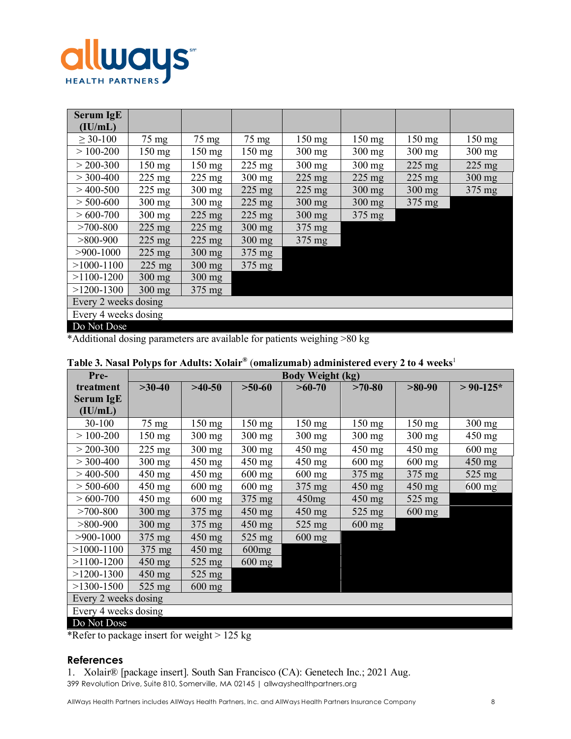| Serum IgE (IU/mL) | | | | | | | |
|---|---|---|---|---|---|---|---|
| ≥ 30-100 | 75 mg | 75 mg | 75 mg | 150 mg | 150 mg | 150 mg | 150 mg |
| > 100-200 | 150 mg | 150 mg | 150 mg | 300 mg | 300 mg | 300 mg | 300 mg |
| > 200-300 | 150 mg | 150 mg | 225 mg | 300 mg | 300 mg | 225 mg | 225 mg |
| > 300-400 | 225 mg | 225 mg | 300 mg | 225 mg | 225 mg | 225 mg | 300 mg |
| > 400-500 | 225 mg | 300 mg | 225 mg | 225 mg | 300 mg | 300 mg | 375 mg |
| > 500-600 | 300 mg | 300 mg | 225 mg | 300 mg | 300 mg | 375 mg | Do Not Dose |
| > 600-700 | 300 mg | 225 mg | 225 mg | 300 mg | 375 mg | Do Not Dose | Do Not Dose |
| >700-800 | 225 mg | 225 mg | 300 mg | 375 mg | Do Not Dose | Do Not Dose | Do Not Dose |
| >800-900 | 225 mg | 225 mg | 300 mg | 375 mg | Do Not Dose | Do Not Dose | Do Not Dose |
| >900-1000 | 225 mg | 300 mg | 375 mg | Do Not Dose | Do Not Dose | Do Not Dose | Do Not Dose |
| >1000-1100 | 225 mg | 300 mg | 375 mg | Do Not Dose | Do Not Dose | Do Not Dose | Do Not Dose |
| >1100-1200 | 300 mg | 300 mg | Do Not Dose | Do Not Dose | Do Not Dose | Do Not Dose | Do Not Dose |
| >1200-1300 | 300 mg | 375 mg | Do Not Dose | Do Not Dose | Do Not Dose | Do Not Dose | Do Not Dose |

Every 2 weeks dosing

Every 4 weeks dosing

Do Not Dose

*Additional dosing parameters are available for patients weighing >80 kg

**Table 3. Nasal Polyps for Adults: Xolair® (omalizumab) administered every 2 to 4 weeks**[1]

| Pre-treatment Serum IgE (IU/mL) | Body Weight (kg) | | | | | | |
|---|---|---|---|---|---|---|---|
| | >30-40 | >40-50 | >50-60 | >60-70 | >70-80 | >80-90 | > 90-125* |
| 30-100 | 75 mg | 150 mg | 150 mg | 150 mg | 150 mg | 150 mg | 300 mg |
| > 100-200 | 150 mg | 300 mg | 300 mg | 300 mg | 300 mg | 300 mg | 450 mg |
| > 200-300 | 225 mg | 300 mg | 300 mg | 450 mg | 450 mg | 450 mg | 600 mg |
| > 300-400 | 300 mg | 450 mg | 450 mg | 450 mg | 600 mg | 600 mg | 450 mg |
| > 400-500 | 450 mg | 450 mg | 600 mg | 600 mg | 375 mg | 375 mg | 525 mg |
| > 500-600 | 450 mg | 600 mg | 600 mg | 375 mg | 450 mg | 450 mg | 600 mg |
| > 600-700 | 450 mg | 600 mg | 375 mg | 450mg | 450 mg | 525 mg | Do Not Dose |
| >700-800 | 300 mg | 375 mg | 450 mg | 450 mg | 525 mg | 600 mg | Do Not Dose |
| >800-900 | 300 mg | 375 mg | 450 mg | 525 mg | 600 mg | Do Not Dose | Do Not Dose |
| >900-1000 | 375 mg | 450 mg | 525 mg | 600 mg | Do Not Dose | Do Not Dose | Do Not Dose |
| >1000-1100 | 375 mg | 450 mg | 600mg | Do Not Dose | Do Not Dose | Do Not Dose | Do Not Dose |
| >1100-1200 | 450 mg | 525 mg | 600 mg | Do Not Dose | Do Not Dose | Do Not Dose | Do Not Dose |
| >1200-1300 | 450 mg | 525 mg | Do Not Dose | Do Not Dose | Do Not Dose | Do Not Dose | Do Not Dose |
| >1300-1500 | 525 mg | 600 mg | Do Not Dose | Do Not Dose | Do Not Dose | Do Not Dose | Do Not Dose |

Every 2 weeks dosing

Every 4 weeks dosing

Do Not Dose

*Refer to package insert for weight > 125 kg

## References

1. Xolair® [package insert]. South San Francisco (CA): Genetech Inc.; 2021 Aug.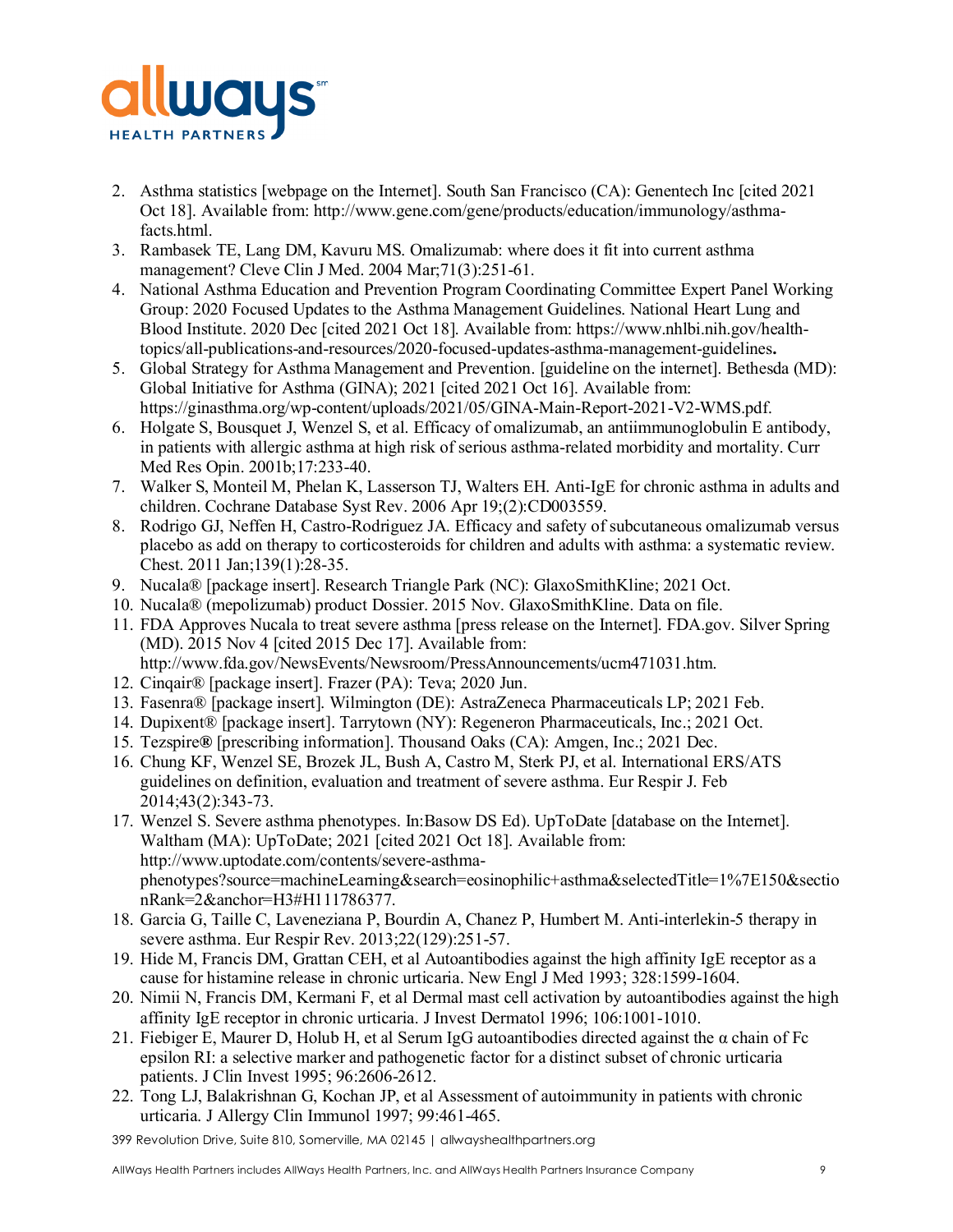2. Asthma statistics [webpage on the Internet]. South San Francisco (CA): Genentech Inc [cited 2021 Oct 18]. Available from: http://www.gene.com/gene/products/education/immunology/asthma-facts.html.
3. Rambasek TE, Lang DM, Kavuru MS. Omalizumab: where does it fit into current asthma management? Cleve Clin J Med. 2004 Mar;71(3):251-61.
4. National Asthma Education and Prevention Program Coordinating Committee Expert Panel Working Group: 2020 Focused Updates to the Asthma Management Guidelines. National Heart Lung and Blood Institute. 2020 Dec [cited 2021 Oct 18]. Available from: https://www.nhlbi.nih.gov/health-topics/all-publications-and-resources/2020-focused-updates-asthma-management-guidelines**.**
5. Global Strategy for Asthma Management and Prevention. [guideline on the internet]. Bethesda (MD): Global Initiative for Asthma (GINA); 2021 [cited 2021 Oct 16]. Available from: https://ginasthma.org/wp-content/uploads/2021/05/GINA-Main-Report-2021-V2-WMS.pdf.
6. Holgate S, Bousquet J, Wenzel S, et al. Efficacy of omalizumab, an antiimmunoglobulin E antibody, in patients with allergic asthma at high risk of serious asthma-related morbidity and mortality. Curr Med Res Opin. 2001b;17:233-40.
7. Walker S, Monteil M, Phelan K, Lasserson TJ, Walters EH. Anti-IgE for chronic asthma in adults and children. Cochrane Database Syst Rev. 2006 Apr 19;(2):CD003559.
8. Rodrigo GJ, Neffen H, Castro-Rodriguez JA. Efficacy and safety of subcutaneous omalizumab versus placebo as add on therapy to corticosteroids for children and adults with asthma: a systematic review. Chest. 2011 Jan;139(1):28-35.
9. Nucala® [package insert]. Research Triangle Park (NC): GlaxoSmithKline; 2021 Oct.
10. Nucala® (mepolizumab) product Dossier. 2015 Nov. GlaxoSmithKline. Data on file.
11. FDA Approves Nucala to treat severe asthma [press release on the Internet]. FDA.gov. Silver Spring (MD). 2015 Nov 4 [cited 2015 Dec 17]. Available from: http://www.fda.gov/NewsEvents/Newsroom/PressAnnouncements/ucm471031.htm.
12. Cinqair® [package insert]. Frazer (PA): Teva; 2020 Jun.
13. Fasenra® [package insert]. Wilmington (DE): AstraZeneca Pharmaceuticals LP; 2021 Feb.
14. Dupixent® [package insert]. Tarrytown (NY): Regeneron Pharmaceuticals, Inc.; 2021 Oct.
15. Tezspire**®** [prescribing information]. Thousand Oaks (CA): Amgen, Inc.; 2021 Dec.
16. Chung KF, Wenzel SE, Brozek JL, Bush A, Castro M, Sterk PJ, et al. International ERS/ATS guidelines on definition, evaluation and treatment of severe asthma. Eur Respir J. Feb 2014;43(2):343-73.
17. Wenzel S. Severe asthma phenotypes. In:Basow DS Ed). UpToDate [database on the Internet]. Waltham (MA): UpToDate; 2021 [cited 2021 Oct 18]. Available from: http://www.uptodate.com/contents/severe-asthma-phenotypes?source=machineLearning&search=eosinophilic+asthma&selectedTitle=1%7E150&sectionRank=2&anchor=H3#H111786377.
18. Garcia G, Taille C, Laveneziana P, Bourdin A, Chanez P, Humbert M. Anti-interlekin-5 therapy in severe asthma. Eur Respir Rev. 2013;22(129):251-57.
19. Hide M, Francis DM, Grattan CEH, et al Autoantibodies against the high affinity IgE receptor as a cause for histamine release in chronic urticaria. New Engl J Med 1993; 328:1599-1604.
20. Nimii N, Francis DM, Kermani F, et al Dermal mast cell activation by autoantibodies against the high affinity IgE receptor in chronic urticaria. J Invest Dermatol 1996; 106:1001-1010.
21. Fiebiger E, Maurer D, Holub H, et al Serum IgG autoantibodies directed against the α chain of Fc epsilon RI: a selective marker and pathogenetic factor for a distinct subset of chronic urticaria patients. J Clin Invest 1995; 96:2606-2612.
22. Tong LJ, Balakrishnan G, Kochan JP, et al Assessment of autoimmunity in patients with chronic urticaria. J Allergy Clin Immunol 1997; 99:461-465.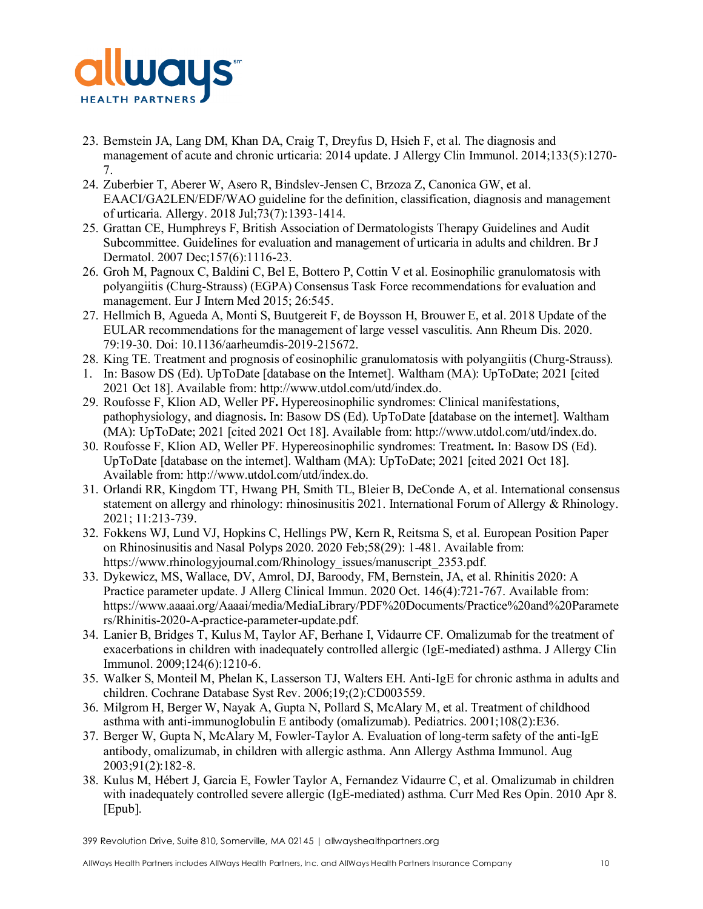23. Bernstein JA, Lang DM, Khan DA, Craig T, Dreyfus D, Hsieh F, et al. The diagnosis and management of acute and chronic urticaria: 2014 update. J Allergy Clin Immunol. 2014;133(5):1270-7.
24. Zuberbier T, Aberer W, Asero R, Bindslev-Jensen C, Brzoza Z, Canonica GW, et al. EAACI/GA2LEN/EDF/WAO guideline for the definition, classification, diagnosis and management of urticaria. Allergy. 2018 Jul;73(7):1393-1414.
25. Grattan CE, Humphreys F, British Association of Dermatologists Therapy Guidelines and Audit Subcommittee. Guidelines for evaluation and management of urticaria in adults and children. Br J Dermatol. 2007 Dec;157(6):1116-23.
26. Groh M, Pagnoux C, Baldini C, Bel E, Bottero P, Cottin V et al. Eosinophilic granulomatosis with polyangiitis (Churg-Strauss) (EGPA) Consensus Task Force recommendations for evaluation and management. Eur J Intern Med 2015; 26:545.
27. Hellmich B, Agueda A, Monti S, Buutgereit F, de Boysson H, Brouwer E, et al. 2018 Update of the EULAR recommendations for the management of large vessel vasculitis. Ann Rheum Dis. 2020. 79:19-30. Doi: 10.1136/aarheumdis-2019-215672.
28. King TE. Treatment and prognosis of eosinophilic granulomatosis with polyangiitis (Churg-Strauss).

1. In: Basow DS (Ed). UpToDate [database on the Internet]. Waltham (MA): UpToDate; 2021 [cited 2021 Oct 18]. Available from: http://www.utdol.com/utd/index.do.

29. Roufosse F, Klion AD, Weller PF**.** Hypereosinophilic syndromes: Clinical manifestations, pathophysiology, and diagnosis**.** In: Basow DS (Ed). UpToDate [database on the internet]. Waltham (MA): UpToDate; 2021 [cited 2021 Oct 18]. Available from: http://www.utdol.com/utd/index.do.
30. Roufosse F, Klion AD, Weller PF. Hypereosinophilic syndromes: Treatment**.** In: Basow DS (Ed). UpToDate [database on the internet]. Waltham (MA): UpToDate; 2021 [cited 2021 Oct 18]. Available from: http://www.utdol.com/utd/index.do.
31. Orlandi RR, Kingdom TT, Hwang PH, Smith TL, Bleier B, DeConde A, et al. International consensus statement on allergy and rhinology: rhinosinusitis 2021. International Forum of Allergy & Rhinology. 2021; 11:213-739.
32. Fokkens WJ, Lund VJ, Hopkins C, Hellings PW, Kern R, Reitsma S, et al. European Position Paper on Rhinosinusitis and Nasal Polyps 2020. 2020 Feb;58(29): 1-481. Available from: https://www.rhinologyjournal.com/Rhinology_issues/manuscript_2353.pdf.
33. Dykewicz, MS, Wallace, DV, Amrol, DJ, Baroody, FM, Bernstein, JA, et al. Rhinitis 2020: A Practice parameter update. J Allerg Clinical Immun. 2020 Oct. 146(4):721-767. Available from: https://www.aaaai.org/Aaaai/media/MediaLibrary/PDF%20Documents/Practice%20and%20Parameters/Rhinitis-2020-A-practice-parameter-update.pdf.
34. Lanier B, Bridges T, Kulus M, Taylor AF, Berhane I, Vidaurre CF. Omalizumab for the treatment of exacerbations in children with inadequately controlled allergic (IgE-mediated) asthma. J Allergy Clin Immunol. 2009;124(6):1210-6.
35. Walker S, Monteil M, Phelan K, Lasserson TJ, Walters EH. Anti-IgE for chronic asthma in adults and children. Cochrane Database Syst Rev. 2006;19;(2):CD003559.
36. Milgrom H, Berger W, Nayak A, Gupta N, Pollard S, McAlary M, et al. Treatment of childhood asthma with anti-immunoglobulin E antibody (omalizumab). Pediatrics. 2001;108(2):E36.
37. Berger W, Gupta N, McAlary M, Fowler-Taylor A. Evaluation of long-term safety of the anti-IgE antibody, omalizumab, in children with allergic asthma. Ann Allergy Asthma Immunol. Aug 2003;91(2):182-8.
38. Kulus M, Hébert J, Garcia E, Fowler Taylor A, Fernandez Vidaurre C, et al. Omalizumab in children with inadequately controlled severe allergic (IgE-mediated) asthma. Curr Med Res Opin. 2010 Apr 8. [Epub].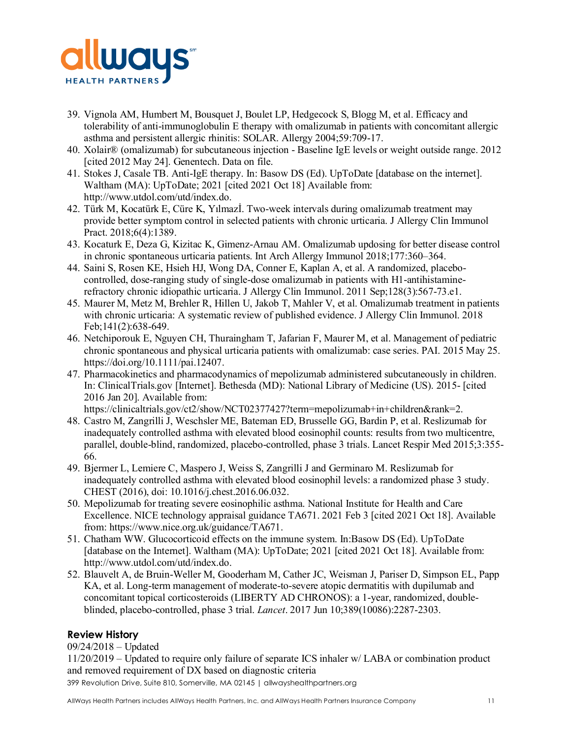39. Vignola AM, Humbert M, Bousquet J, Boulet LP, Hedgecock S, Blogg M, et al. Efficacy and tolerability of anti-immunoglobulin E therapy with omalizumab in patients with concomitant allergic asthma and persistent allergic rhinitis: SOLAR. Allergy 2004;59:709-17.
40. Xolair® (omalizumab) for subcutaneous injection - Baseline IgE levels or weight outside range. 2012 [cited 2012 May 24]. Genentech. Data on file.
41. Stokes J, Casale TB. Anti-IgE therapy. In: Basow DS (Ed). UpToDate [database on the internet]. Waltham (MA): UpToDate; 2021 [cited 2021 Oct 18] Available from: http://www.utdol.com/utd/index.do.
42. Türk M, Kocatürk E, Cüre K, Yılmazİ. Two-week intervals during omalizumab treatment may provide better symptom control in selected patients with chronic urticaria. J Allergy Clin Immunol Pract. 2018;6(4):1389.
43. Kocaturk E, Deza G, Kizitac K, Gimenz-Arnau AM. Omalizumab updosing for better disease control in chronic spontaneous urticaria patients. Int Arch Allergy Immunol 2018;177:360–364.
44. Saini S, Rosen KE, Hsieh HJ, Wong DA, Conner E, Kaplan A, et al. A randomized, placebo-controlled, dose-ranging study of single-dose omalizumab in patients with H1-antihistamine-refractory chronic idiopathic urticaria. J Allergy Clin Immunol. 2011 Sep;128(3):567-73.e1.
45. Maurer M, Metz M, Brehler R, Hillen U, Jakob T, Mahler V, et al. Omalizumab treatment in patients with chronic urticaria: A systematic review of published evidence. J Allergy Clin Immunol. 2018 Feb;141(2):638-649.
46. Netchiporouk E, Nguyen CH, Thuraingham T, Jafarian F, Maurer M, et al. Management of pediatric chronic spontaneous and physical urticaria patients with omalizumab: case series. PAI. 2015 May 25. https://doi.org/10.1111/pai.12407.
47. Pharmacokinetics and pharmacodynamics of mepolizumab administered subcutaneously in children. In: ClinicalTrials.gov [Internet]. Bethesda (MD): National Library of Medicine (US). 2015- [cited 2016 Jan 20]. Available from: https://clinicaltrials.gov/ct2/show/NCT02377427?term=mepolizumab+in+children&rank=2.
48. Castro M, Zangrilli J, Weschsler ME, Bateman ED, Brusselle GG, Bardin P, et al. Reslizumab for inadequately controlled asthma with elevated blood eosinophil counts: results from two multicentre, parallel, double-blind, randomized, placebo-controlled, phase 3 trials. Lancet Respir Med 2015;3:355-66.
49. Bjermer L, Lemiere C, Maspero J, Weiss S, Zangrilli J and Germinaro M. Reslizumab for inadequately controlled asthma with elevated blood eosinophil levels: a randomized phase 3 study. CHEST (2016), doi: 10.1016/j.chest.2016.06.032.
50. Mepolizumab for treating severe eosinophilic asthma. National Institute for Health and Care Excellence. NICE technology appraisal guidance TA671. 2021 Feb 3 [cited 2021 Oct 18]. Available from: https://www.nice.org.uk/guidance/TA671.
51. Chatham WW. Glucocorticoid effects on the immune system. In:Basow DS (Ed). UpToDate [database on the Internet]. Waltham (MA): UpToDate; 2021 [cited 2021 Oct 18]. Available from: http://www.utdol.com/utd/index.do.
52. Blauvelt A, de Bruin-Weller M, Gooderham M, Cather JC, Weisman J, Pariser D, Simpson EL, Papp KA, et al. Long-term management of moderate-to-severe atopic dermatitis with dupilumab and concomitant topical corticosteroids (LIBERTY AD CHRONOS): a 1-year, randomized, double-blinded, placebo-controlled, phase 3 trial. *Lancet*. 2017 Jun 10;389(10086):2287-2303.

## Review History

09/24/2018 – Updated
11/20/2019 – Updated to require only failure of separate ICS inhaler w/ LABA or combination product and removed requirement of DX based on diagnostic criteria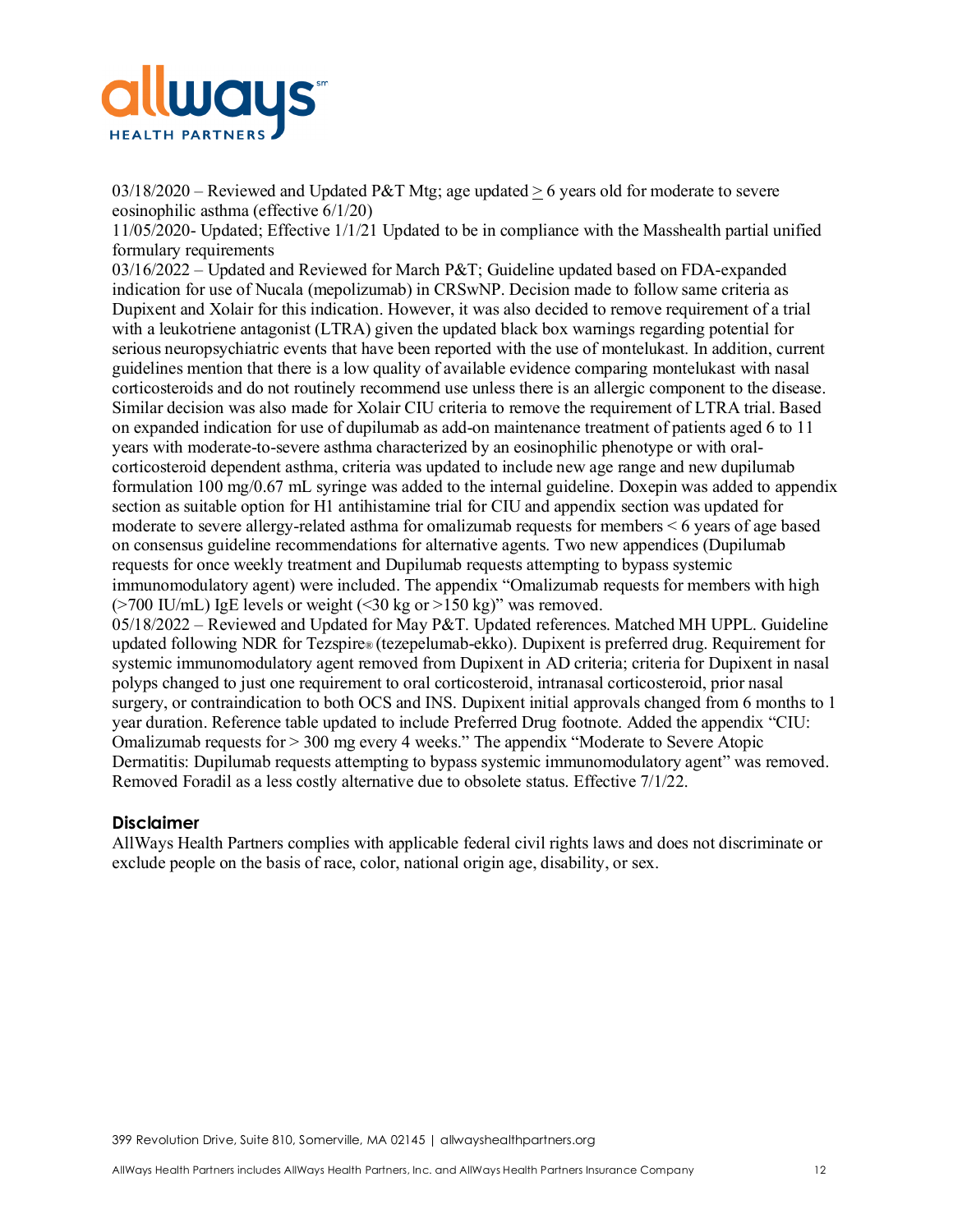03/18/2020 – Reviewed and Updated P&T Mtg; age updated ≥ 6 years old for moderate to severe eosinophilic asthma (effective 6/1/20)

11/05/2020- Updated; Effective 1/1/21 Updated to be in compliance with the Masshealth partial unified formulary requirements

03/16/2022 – Updated and Reviewed for March P&T; Guideline updated based on FDA-expanded indication for use of Nucala (mepolizumab) in CRSwNP. Decision made to follow same criteria as Dupixent and Xolair for this indication. However, it was also decided to remove requirement of a trial with a leukotriene antagonist (LTRA) given the updated black box warnings regarding potential for serious neuropsychiatric events that have been reported with the use of montelukast. In addition, current guidelines mention that there is a low quality of available evidence comparing montelukast with nasal corticosteroids and do not routinely recommend use unless there is an allergic component to the disease. Similar decision was also made for Xolair CIU criteria to remove the requirement of LTRA trial. Based on expanded indication for use of dupilumab as add-on maintenance treatment of patients aged 6 to 11 years with moderate-to-severe asthma characterized by an eosinophilic phenotype or with oral-corticosteroid dependent asthma, criteria was updated to include new age range and new dupilumab formulation 100 mg/0.67 mL syringe was added to the internal guideline. Doxepin was added to appendix section as suitable option for H1 antihistamine trial for CIU and appendix section was updated for moderate to severe allergy-related asthma for omalizumab requests for members < 6 years of age based on consensus guideline recommendations for alternative agents. Two new appendices (Dupilumab requests for once weekly treatment and Dupilumab requests attempting to bypass systemic immunomodulatory agent) were included. The appendix "Omalizumab requests for members with high (>700 IU/mL) IgE levels or weight (<30 kg or >150 kg)" was removed.

05/18/2022 – Reviewed and Updated for May P&T. Updated references. Matched MH UPPL. Guideline updated following NDR for Tezspire® (tezepelumab-ekko). Dupixent is preferred drug. Requirement for systemic immunomodulatory agent removed from Dupixent in AD criteria; criteria for Dupixent in nasal polyps changed to just one requirement to oral corticosteroid, intranasal corticosteroid, prior nasal surgery, or contraindication to both OCS and INS. Dupixent initial approvals changed from 6 months to 1 year duration. Reference table updated to include Preferred Drug footnote. Added the appendix "CIU: Omalizumab requests for > 300 mg every 4 weeks." The appendix "Moderate to Severe Atopic Dermatitis: Dupilumab requests attempting to bypass systemic immunomodulatory agent" was removed. Removed Foradil as a less costly alternative due to obsolete status. Effective 7/1/22.

### Disclaimer

AllWays Health Partners complies with applicable federal civil rights laws and does not discriminate or exclude people on the basis of race, color, national origin age, disability, or sex.